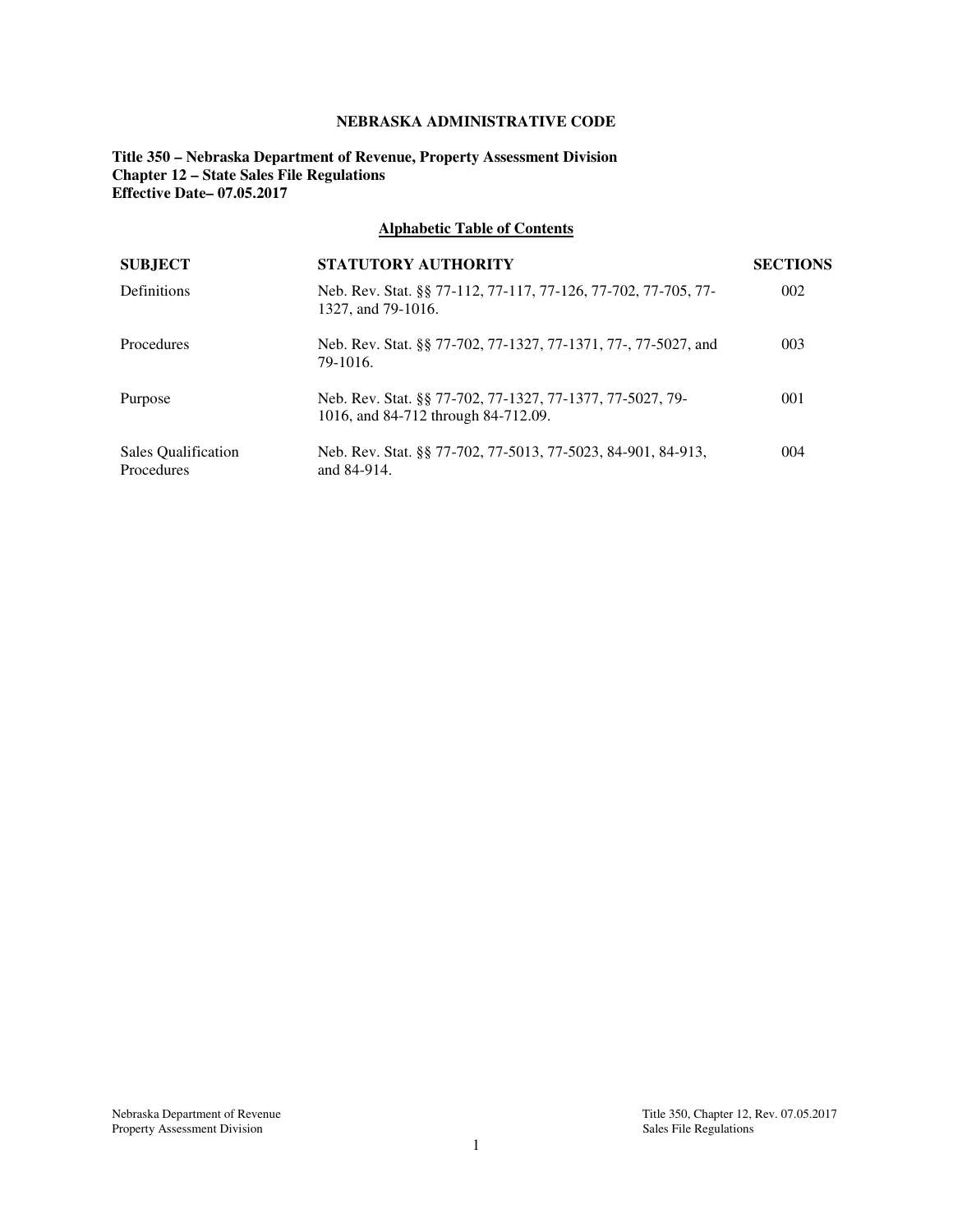# NEBRASKA ADMINISTRATIVE CODE

**Title 350 – Nebraska Department of Revenue, Property Assessment Division**
**Chapter 12 – State Sales File Regulations**
**Effective Date– 07.05.2017**

## Alphabetic Table of Contents

| SUBJECT | STATUTORY AUTHORITY | SECTIONS |
|---|---|---|
| Definitions | Neb. Rev. Stat. §§ 77-112, 77-117, 77-126, 77-702, 77-705, 77-1327, and 79-1016. | 002 |
| Procedures | Neb. Rev. Stat. §§ 77-702, 77-1327, 77-1371, 77-, 77-5027, and 79-1016. | 003 |
| Purpose | Neb. Rev. Stat. §§ 77-702, 77-1327, 77-1377, 77-5027, 79-1016, and 84-712 through 84-712.09. | 001 |
| Sales Qualification Procedures | Neb. Rev. Stat. §§ 77-702, 77-5013, 77-5023, 84-901, 84-913, and 84-914. | 004 |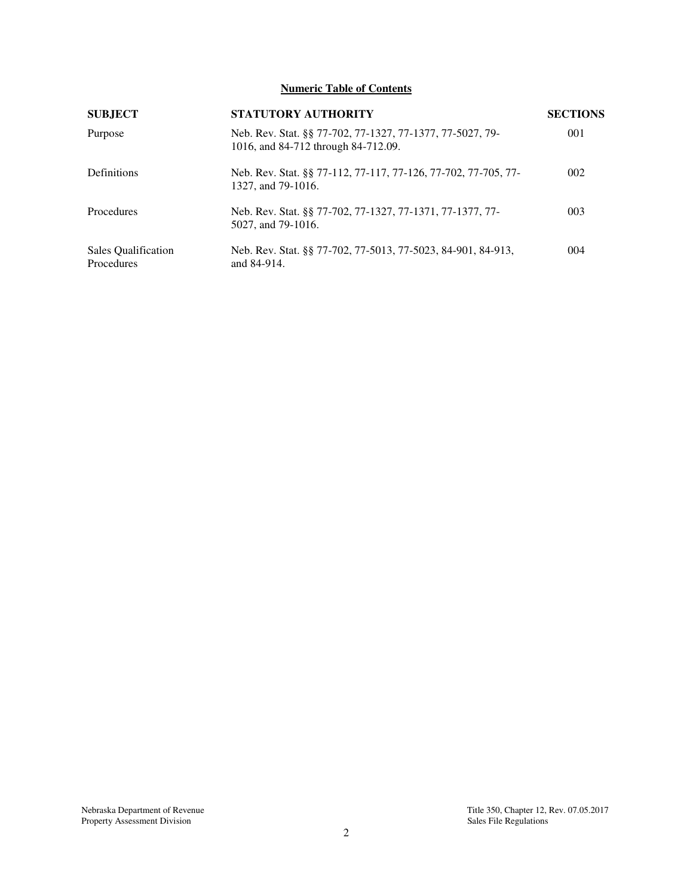**Numeric Table of Contents**

| SUBJECT | STATUTORY AUTHORITY | SECTIONS |
| --- | --- | --- |
| Purpose | Neb. Rev. Stat. §§ 77-702, 77-1327, 77-1377, 77-5027, 79-1016, and 84-712 through 84-712.09. | 001 |
| Definitions | Neb. Rev. Stat. §§ 77-112, 77-117, 77-126, 77-702, 77-705, 77-1327, and 79-1016. | 002 |
| Procedures | Neb. Rev. Stat. §§ 77-702, 77-1327, 77-1371, 77-1377, 77-5027, and 79-1016. | 003 |
| Sales Qualification Procedures | Neb. Rev. Stat. §§ 77-702, 77-5013, 77-5023, 84-901, 84-913, and 84-914. | 004 |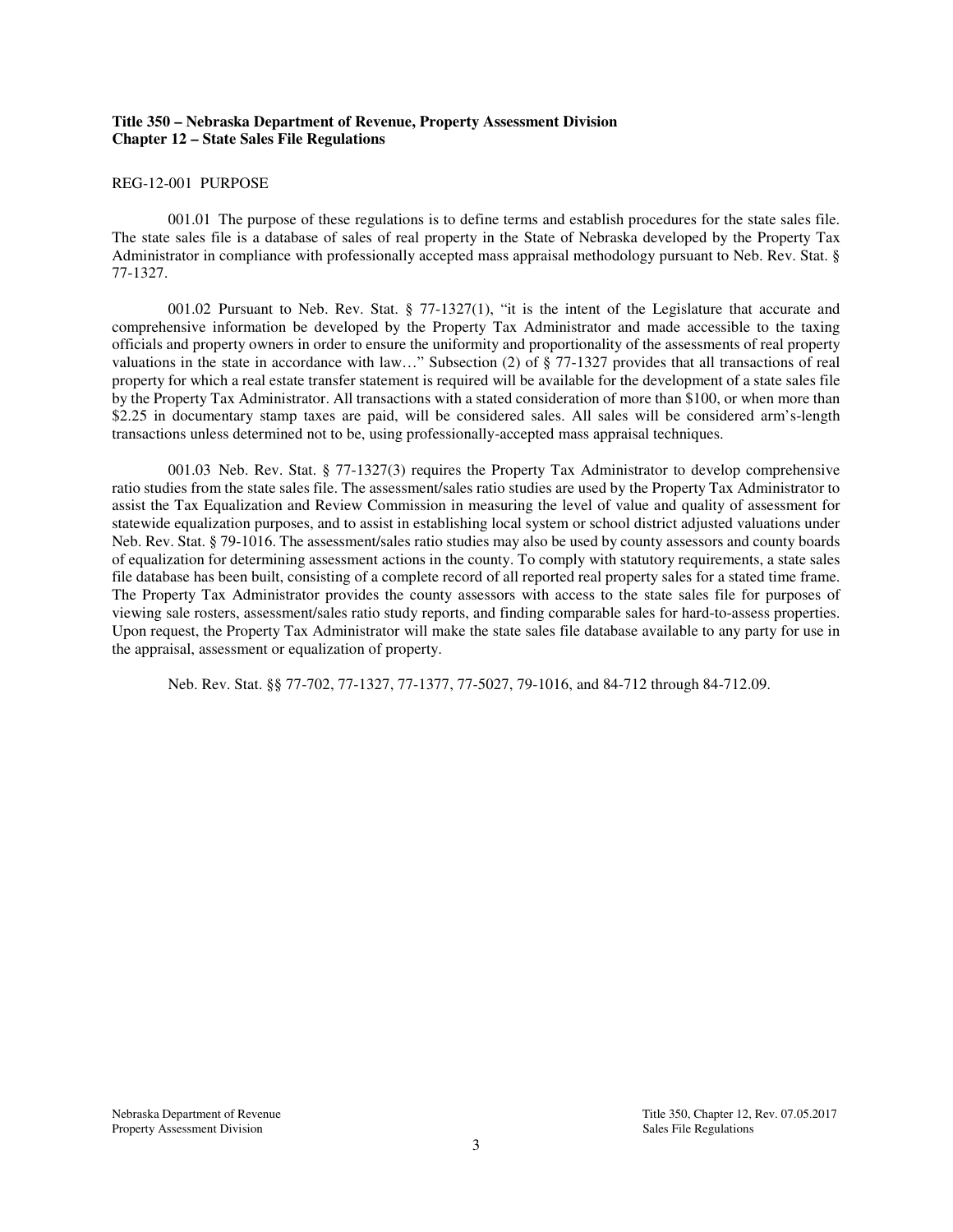**Title 350 – Nebraska Department of Revenue, Property Assessment Division**
**Chapter 12 – State Sales File Regulations**

REG-12-001 PURPOSE

001.01 The purpose of these regulations is to define terms and establish procedures for the state sales file. The state sales file is a database of sales of real property in the State of Nebraska developed by the Property Tax Administrator in compliance with professionally accepted mass appraisal methodology pursuant to Neb. Rev. Stat. § 77-1327.

001.02 Pursuant to Neb. Rev. Stat. § 77-1327(1), "it is the intent of the Legislature that accurate and comprehensive information be developed by the Property Tax Administrator and made accessible to the taxing officials and property owners in order to ensure the uniformity and proportionality of the assessments of real property valuations in the state in accordance with law…" Subsection (2) of § 77-1327 provides that all transactions of real property for which a real estate transfer statement is required will be available for the development of a state sales file by the Property Tax Administrator. All transactions with a stated consideration of more than $100, or when more than $2.25 in documentary stamp taxes are paid, will be considered sales. All sales will be considered arm's-length transactions unless determined not to be, using professionally-accepted mass appraisal techniques.

001.03 Neb. Rev. Stat. § 77-1327(3) requires the Property Tax Administrator to develop comprehensive ratio studies from the state sales file. The assessment/sales ratio studies are used by the Property Tax Administrator to assist the Tax Equalization and Review Commission in measuring the level of value and quality of assessment for statewide equalization purposes, and to assist in establishing local system or school district adjusted valuations under Neb. Rev. Stat. § 79-1016. The assessment/sales ratio studies may also be used by county assessors and county boards of equalization for determining assessment actions in the county. To comply with statutory requirements, a state sales file database has been built, consisting of a complete record of all reported real property sales for a stated time frame. The Property Tax Administrator provides the county assessors with access to the state sales file for purposes of viewing sale rosters, assessment/sales ratio study reports, and finding comparable sales for hard-to-assess properties. Upon request, the Property Tax Administrator will make the state sales file database available to any party for use in the appraisal, assessment or equalization of property.

Neb. Rev. Stat. §§ 77-702, 77-1327, 77-1377, 77-5027, 79-1016, and 84-712 through 84-712.09.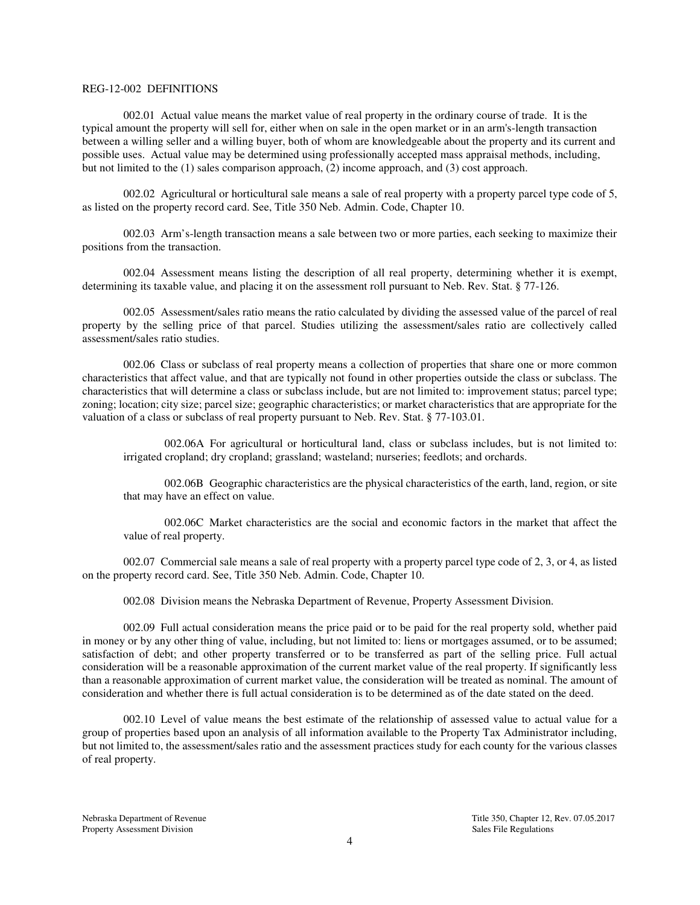REG-12-002 DEFINITIONS

002.01 Actual value means the market value of real property in the ordinary course of trade. It is the typical amount the property will sell for, either when on sale in the open market or in an arm's-length transaction between a willing seller and a willing buyer, both of whom are knowledgeable about the property and its current and possible uses. Actual value may be determined using professionally accepted mass appraisal methods, including, but not limited to the (1) sales comparison approach, (2) income approach, and (3) cost approach.

002.02 Agricultural or horticultural sale means a sale of real property with a property parcel type code of 5, as listed on the property record card. See, Title 350 Neb. Admin. Code, Chapter 10.

002.03 Arm's-length transaction means a sale between two or more parties, each seeking to maximize their positions from the transaction.

002.04 Assessment means listing the description of all real property, determining whether it is exempt, determining its taxable value, and placing it on the assessment roll pursuant to Neb. Rev. Stat. § 77-126.

002.05 Assessment/sales ratio means the ratio calculated by dividing the assessed value of the parcel of real property by the selling price of that parcel. Studies utilizing the assessment/sales ratio are collectively called assessment/sales ratio studies.

002.06 Class or subclass of real property means a collection of properties that share one or more common characteristics that affect value, and that are typically not found in other properties outside the class or subclass. The characteristics that will determine a class or subclass include, but are not limited to: improvement status; parcel type; zoning; location; city size; parcel size; geographic characteristics; or market characteristics that are appropriate for the valuation of a class or subclass of real property pursuant to Neb. Rev. Stat. § 77-103.01.

002.06A For agricultural or horticultural land, class or subclass includes, but is not limited to: irrigated cropland; dry cropland; grassland; wasteland; nurseries; feedlots; and orchards.

002.06B Geographic characteristics are the physical characteristics of the earth, land, region, or site that may have an effect on value.

002.06C Market characteristics are the social and economic factors in the market that affect the value of real property.

002.07 Commercial sale means a sale of real property with a property parcel type code of 2, 3, or 4, as listed on the property record card. See, Title 350 Neb. Admin. Code, Chapter 10.

002.08 Division means the Nebraska Department of Revenue, Property Assessment Division.

002.09 Full actual consideration means the price paid or to be paid for the real property sold, whether paid in money or by any other thing of value, including, but not limited to: liens or mortgages assumed, or to be assumed; satisfaction of debt; and other property transferred or to be transferred as part of the selling price. Full actual consideration will be a reasonable approximation of the current market value of the real property. If significantly less than a reasonable approximation of current market value, the consideration will be treated as nominal. The amount of consideration and whether there is full actual consideration is to be determined as of the date stated on the deed.

002.10 Level of value means the best estimate of the relationship of assessed value to actual value for a group of properties based upon an analysis of all information available to the Property Tax Administrator including, but not limited to, the assessment/sales ratio and the assessment practices study for each county for the various classes of real property.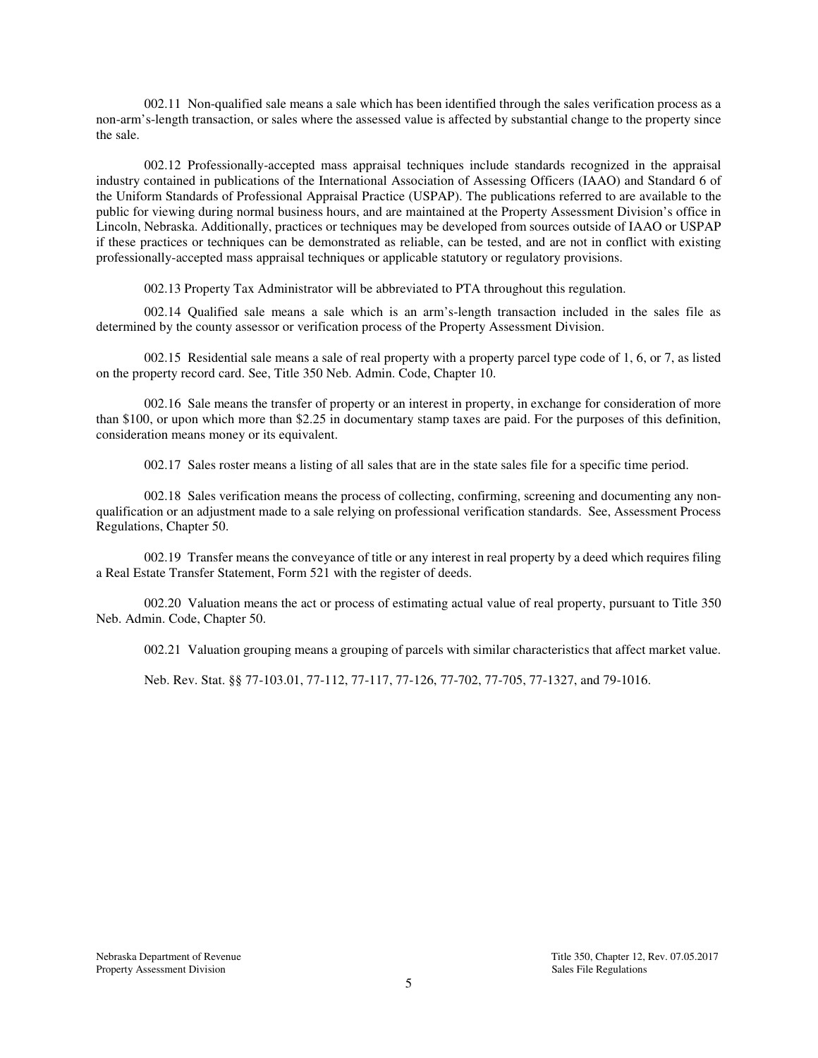002.11 Non-qualified sale means a sale which has been identified through the sales verification process as a non-arm's-length transaction, or sales where the assessed value is affected by substantial change to the property since the sale.

002.12 Professionally-accepted mass appraisal techniques include standards recognized in the appraisal industry contained in publications of the International Association of Assessing Officers (IAAO) and Standard 6 of the Uniform Standards of Professional Appraisal Practice (USPAP). The publications referred to are available to the public for viewing during normal business hours, and are maintained at the Property Assessment Division's office in Lincoln, Nebraska. Additionally, practices or techniques may be developed from sources outside of IAAO or USPAP if these practices or techniques can be demonstrated as reliable, can be tested, and are not in conflict with existing professionally-accepted mass appraisal techniques or applicable statutory or regulatory provisions.

002.13 Property Tax Administrator will be abbreviated to PTA throughout this regulation.

002.14 Qualified sale means a sale which is an arm's-length transaction included in the sales file as determined by the county assessor or verification process of the Property Assessment Division.

002.15 Residential sale means a sale of real property with a property parcel type code of 1, 6, or 7, as listed on the property record card. See, Title 350 Neb. Admin. Code, Chapter 10.

002.16 Sale means the transfer of property or an interest in property, in exchange for consideration of more than $100, or upon which more than $2.25 in documentary stamp taxes are paid. For the purposes of this definition, consideration means money or its equivalent.

002.17 Sales roster means a listing of all sales that are in the state sales file for a specific time period.

002.18 Sales verification means the process of collecting, confirming, screening and documenting any non-qualification or an adjustment made to a sale relying on professional verification standards. See, Assessment Process Regulations, Chapter 50.

002.19 Transfer means the conveyance of title or any interest in real property by a deed which requires filing a Real Estate Transfer Statement, Form 521 with the register of deeds.

002.20 Valuation means the act or process of estimating actual value of real property, pursuant to Title 350 Neb. Admin. Code, Chapter 50.

002.21 Valuation grouping means a grouping of parcels with similar characteristics that affect market value.

Neb. Rev. Stat. §§ 77-103.01, 77-112, 77-117, 77-126, 77-702, 77-705, 77-1327, and 79-1016.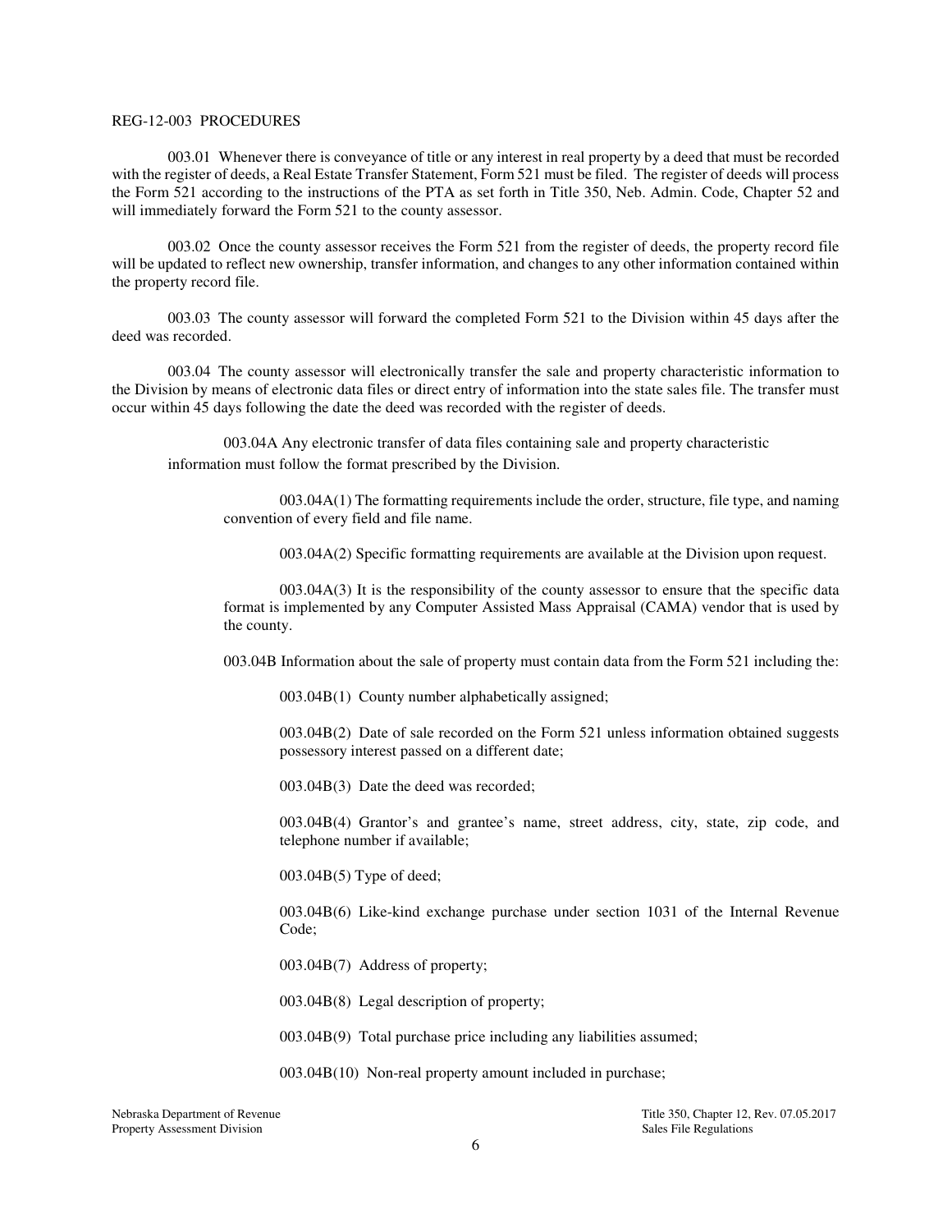REG-12-003 PROCEDURES

003.01 Whenever there is conveyance of title or any interest in real property by a deed that must be recorded with the register of deeds, a Real Estate Transfer Statement, Form 521 must be filed. The register of deeds will process the Form 521 according to the instructions of the PTA as set forth in Title 350, Neb. Admin. Code, Chapter 52 and will immediately forward the Form 521 to the county assessor.

003.02 Once the county assessor receives the Form 521 from the register of deeds, the property record file will be updated to reflect new ownership, transfer information, and changes to any other information contained within the property record file.

003.03 The county assessor will forward the completed Form 521 to the Division within 45 days after the deed was recorded.

003.04 The county assessor will electronically transfer the sale and property characteristic information to the Division by means of electronic data files or direct entry of information into the state sales file. The transfer must occur within 45 days following the date the deed was recorded with the register of deeds.

003.04A Any electronic transfer of data files containing sale and property characteristic information must follow the format prescribed by the Division.

003.04A(1) The formatting requirements include the order, structure, file type, and naming convention of every field and file name.

003.04A(2) Specific formatting requirements are available at the Division upon request.

003.04A(3) It is the responsibility of the county assessor to ensure that the specific data format is implemented by any Computer Assisted Mass Appraisal (CAMA) vendor that is used by the county.

003.04B Information about the sale of property must contain data from the Form 521 including the:

003.04B(1) County number alphabetically assigned;

003.04B(2) Date of sale recorded on the Form 521 unless information obtained suggests possessory interest passed on a different date;

003.04B(3) Date the deed was recorded;

003.04B(4) Grantor's and grantee's name, street address, city, state, zip code, and telephone number if available;

003.04B(5) Type of deed;

003.04B(6) Like-kind exchange purchase under section 1031 of the Internal Revenue Code;

003.04B(7) Address of property;

003.04B(8) Legal description of property;

003.04B(9) Total purchase price including any liabilities assumed;

003.04B(10) Non-real property amount included in purchase;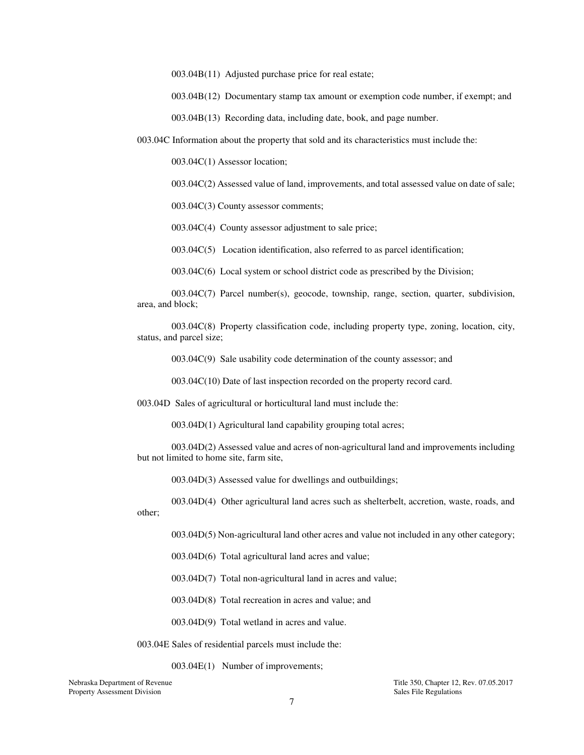003.04B(11) Adjusted purchase price for real estate;

003.04B(12) Documentary stamp tax amount or exemption code number, if exempt; and

003.04B(13) Recording data, including date, book, and page number.

003.04C Information about the property that sold and its characteristics must include the:

003.04C(1) Assessor location;

003.04C(2) Assessed value of land, improvements, and total assessed value on date of sale;

003.04C(3) County assessor comments;

003.04C(4) County assessor adjustment to sale price;

003.04C(5) Location identification, also referred to as parcel identification;

003.04C(6) Local system or school district code as prescribed by the Division;

003.04C(7) Parcel number(s), geocode, township, range, section, quarter, subdivision, area, and block;

003.04C(8) Property classification code, including property type, zoning, location, city, status, and parcel size;

003.04C(9) Sale usability code determination of the county assessor; and

003.04C(10) Date of last inspection recorded on the property record card.

003.04D Sales of agricultural or horticultural land must include the:

003.04D(1) Agricultural land capability grouping total acres;

003.04D(2) Assessed value and acres of non-agricultural land and improvements including but not limited to home site, farm site,

003.04D(3) Assessed value for dwellings and outbuildings;

003.04D(4) Other agricultural land acres such as shelterbelt, accretion, waste, roads, and other;

003.04D(5) Non-agricultural land other acres and value not included in any other category;

003.04D(6) Total agricultural land acres and value;

003.04D(7) Total non-agricultural land in acres and value;

003.04D(8) Total recreation in acres and value; and

003.04D(9) Total wetland in acres and value.

003.04E Sales of residential parcels must include the:

003.04E(1) Number of improvements;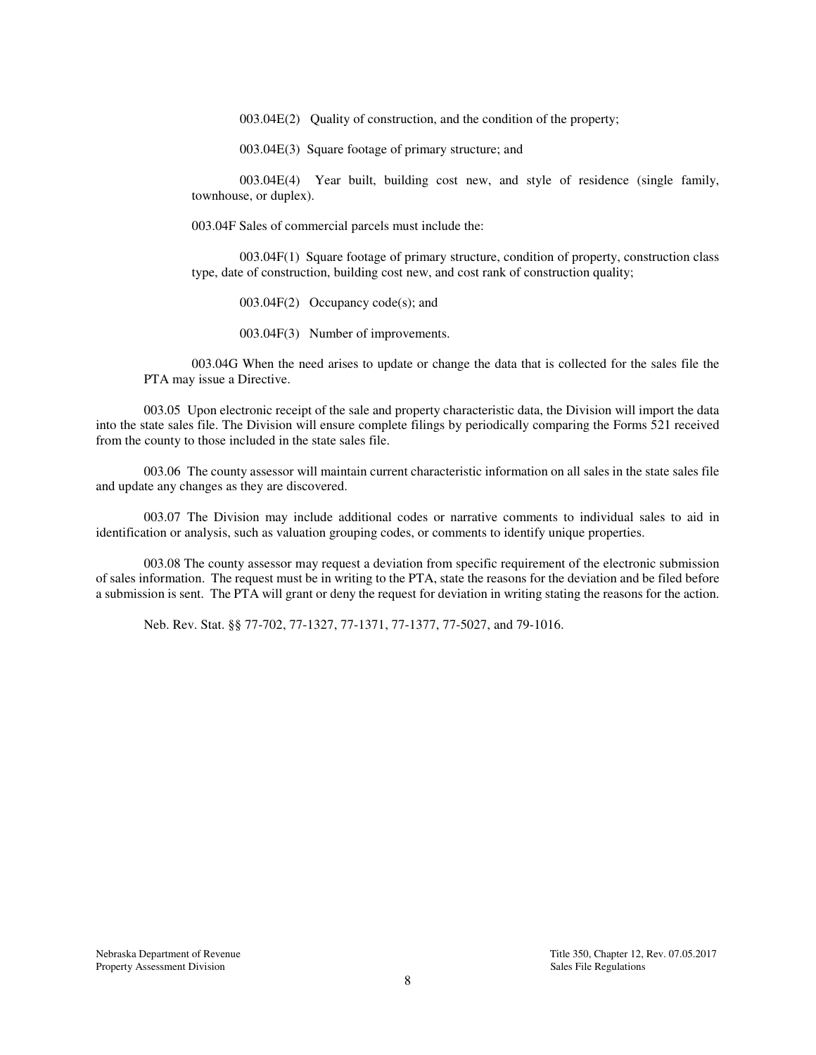003.04E(2) Quality of construction, and the condition of the property;

003.04E(3) Square footage of primary structure; and

003.04E(4) Year built, building cost new, and style of residence (single family, townhouse, or duplex).

003.04F Sales of commercial parcels must include the:

003.04F(1) Square footage of primary structure, condition of property, construction class type, date of construction, building cost new, and cost rank of construction quality;

003.04F(2) Occupancy code(s); and

003.04F(3) Number of improvements.

003.04G When the need arises to update or change the data that is collected for the sales file the PTA may issue a Directive.

003.05 Upon electronic receipt of the sale and property characteristic data, the Division will import the data into the state sales file. The Division will ensure complete filings by periodically comparing the Forms 521 received from the county to those included in the state sales file.

003.06 The county assessor will maintain current characteristic information on all sales in the state sales file and update any changes as they are discovered.

003.07 The Division may include additional codes or narrative comments to individual sales to aid in identification or analysis, such as valuation grouping codes, or comments to identify unique properties.

003.08 The county assessor may request a deviation from specific requirement of the electronic submission of sales information. The request must be in writing to the PTA, state the reasons for the deviation and be filed before a submission is sent. The PTA will grant or deny the request for deviation in writing stating the reasons for the action.

Neb. Rev. Stat. §§ 77-702, 77-1327, 77-1371, 77-1377, 77-5027, and 79-1016.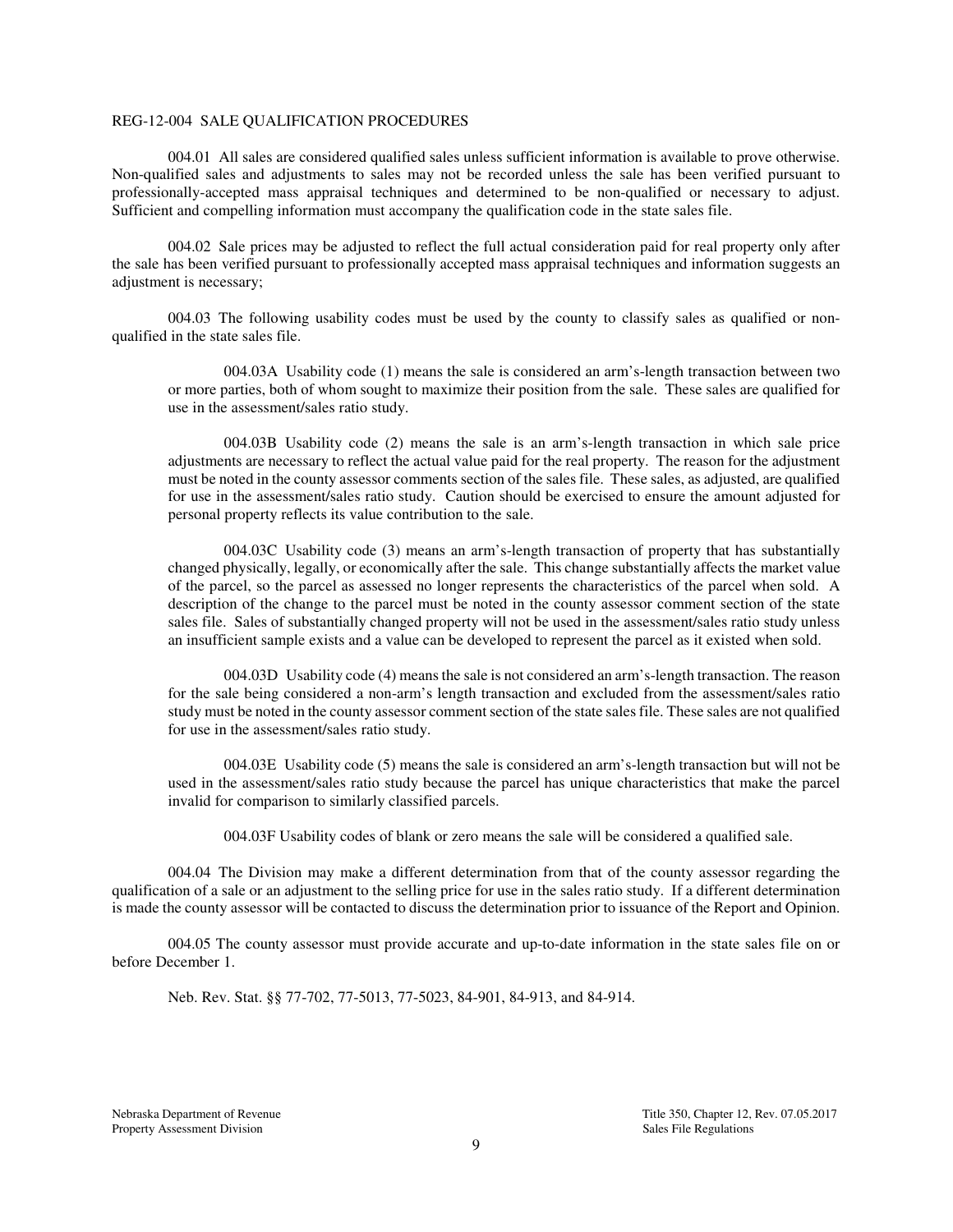## REG-12-004 SALE QUALIFICATION PROCEDURES

004.01 All sales are considered qualified sales unless sufficient information is available to prove otherwise. Non-qualified sales and adjustments to sales may not be recorded unless the sale has been verified pursuant to professionally-accepted mass appraisal techniques and determined to be non-qualified or necessary to adjust. Sufficient and compelling information must accompany the qualification code in the state sales file.

004.02 Sale prices may be adjusted to reflect the full actual consideration paid for real property only after the sale has been verified pursuant to professionally accepted mass appraisal techniques and information suggests an adjustment is necessary;

004.03 The following usability codes must be used by the county to classify sales as qualified or non-qualified in the state sales file.

004.03A Usability code (1) means the sale is considered an arm's-length transaction between two or more parties, both of whom sought to maximize their position from the sale. These sales are qualified for use in the assessment/sales ratio study.

004.03B Usability code (2) means the sale is an arm's-length transaction in which sale price adjustments are necessary to reflect the actual value paid for the real property. The reason for the adjustment must be noted in the county assessor comments section of the sales file. These sales, as adjusted, are qualified for use in the assessment/sales ratio study. Caution should be exercised to ensure the amount adjusted for personal property reflects its value contribution to the sale.

004.03C Usability code (3) means an arm's-length transaction of property that has substantially changed physically, legally, or economically after the sale. This change substantially affects the market value of the parcel, so the parcel as assessed no longer represents the characteristics of the parcel when sold. A description of the change to the parcel must be noted in the county assessor comment section of the state sales file. Sales of substantially changed property will not be used in the assessment/sales ratio study unless an insufficient sample exists and a value can be developed to represent the parcel as it existed when sold.

004.03D Usability code (4) means the sale is not considered an arm's-length transaction. The reason for the sale being considered a non-arm's length transaction and excluded from the assessment/sales ratio study must be noted in the county assessor comment section of the state sales file. These sales are not qualified for use in the assessment/sales ratio study.

004.03E Usability code (5) means the sale is considered an arm's-length transaction but will not be used in the assessment/sales ratio study because the parcel has unique characteristics that make the parcel invalid for comparison to similarly classified parcels.

004.03F Usability codes of blank or zero means the sale will be considered a qualified sale.

004.04 The Division may make a different determination from that of the county assessor regarding the qualification of a sale or an adjustment to the selling price for use in the sales ratio study. If a different determination is made the county assessor will be contacted to discuss the determination prior to issuance of the Report and Opinion.

004.05 The county assessor must provide accurate and up-to-date information in the state sales file on or before December 1.

Neb. Rev. Stat. §§ 77-702, 77-5013, 77-5023, 84-901, 84-913, and 84-914.